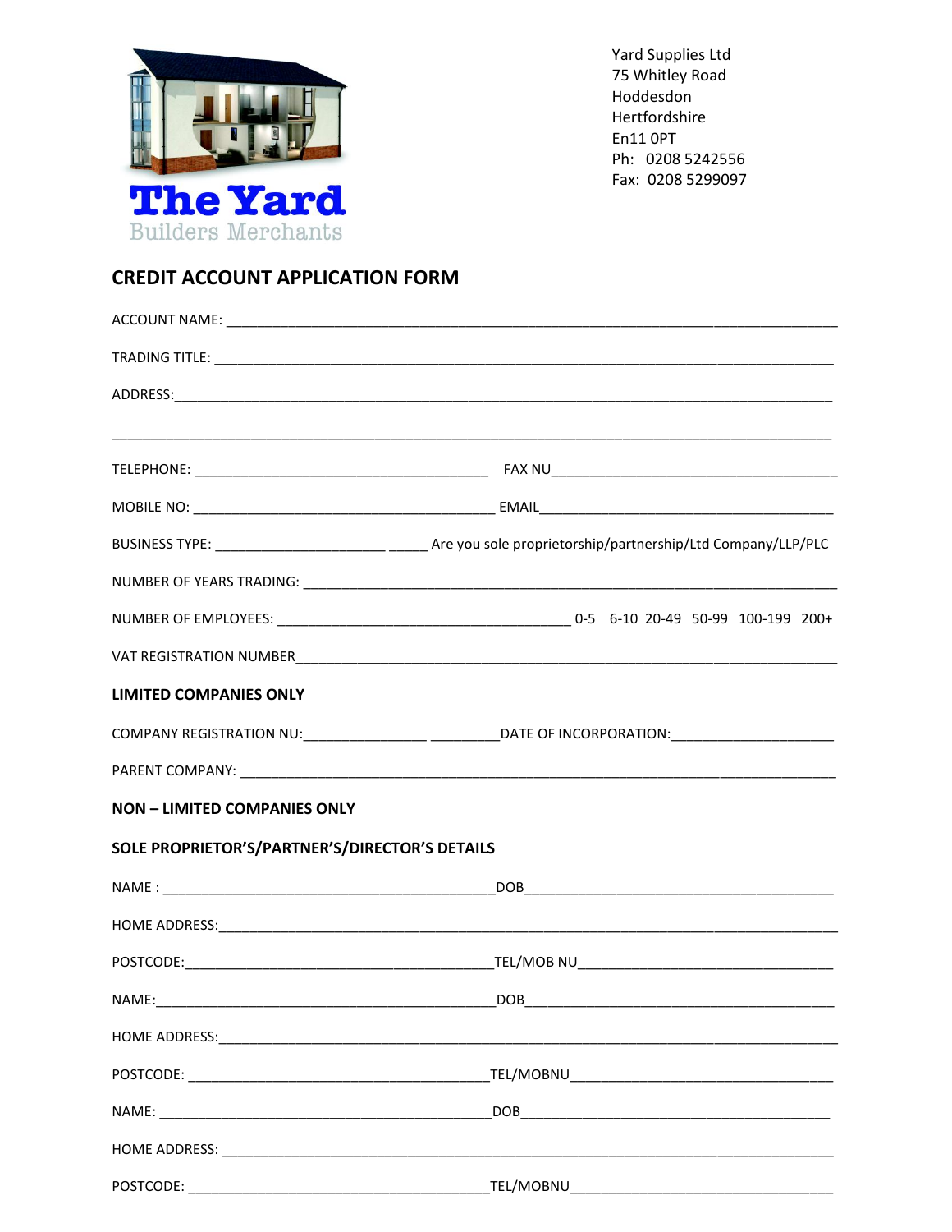**The Yard**
Builders Merchants

Yard Supplies Ltd
75 Whitley Road
Hoddesdon
Hertfordshire
En11 0PT
Ph: 0208 5242556
Fax: 0208 5299097

## CREDIT ACCOUNT APPLICATION FORM

ACCOUNT NAME: ______________________________________________

TRADING TITLE: ______________________________________________

ADDRESS: ______________________________________________

______________________________________________

TELEPHONE: ______________________ FAX NU______________________

MOBILE NO: ______________________ EMAIL______________________

BUSINESS TYPE: ______________ _____ Are you sole proprietorship/partnership/Ltd Company/LLP/PLC

NUMBER OF YEARS TRADING: ______________________________________________

NUMBER OF EMPLOYEES: ______________________ 0-5 6-10 20-49 50-99 100-199 200+

VAT REGISTRATION NUMBER______________________________________________

**LIMITED COMPANIES ONLY**

COMPANY REGISTRATION NU:__________ ______DATE OF INCORPORATION:______________

PARENT COMPANY: ______________________________________________

**NON – LIMITED COMPANIES ONLY**

**SOLE PROPRIETOR'S/PARTNER'S/DIRECTOR'S DETAILS**

NAME : ______________________DOB______________________

HOME ADDRESS:______________________________________________

POSTCODE:______________________TEL/MOB NU______________________

NAME:______________________DOB______________________

HOME ADDRESS:______________________________________________

POSTCODE: ______________________TEL/MOBNU______________________

NAME: ______________________DOB______________________

HOME ADDRESS: ______________________________________________

POSTCODE: ______________________TEL/MOBNU______________________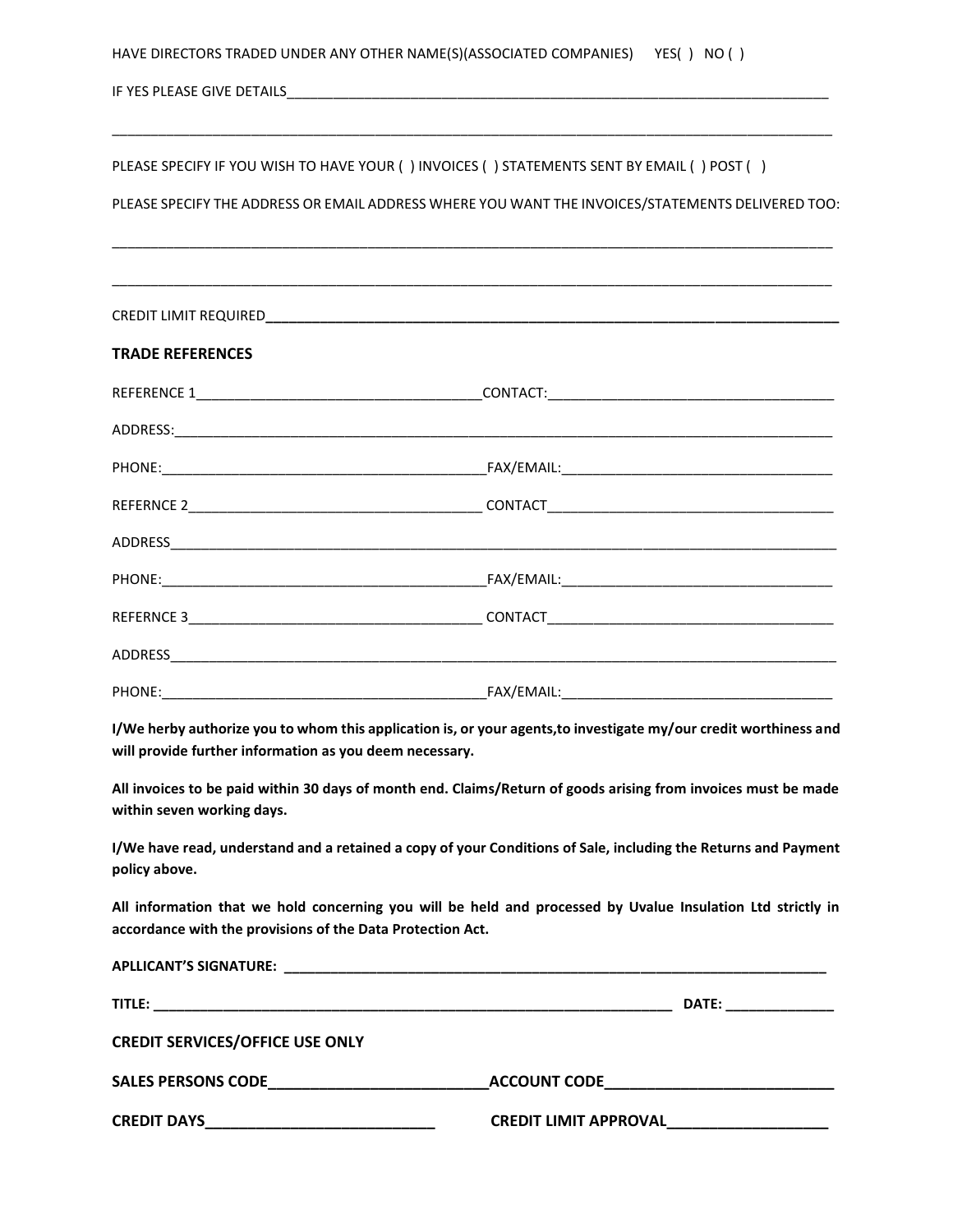HAVE DIRECTORS TRADED UNDER ANY OTHER NAME(S)(ASSOCIATED COMPANIES) YES( ) NO ( )

IF YES PLEASE GIVE DETAILS___________________________________________________________________________

_____________________________________________________________________________________________

PLEASE SPECIFY IF YOU WISH TO HAVE YOUR ( ) INVOICES ( ) STATEMENTS SENT BY EMAIL ( ) POST ( )

PLEASE SPECIFY THE ADDRESS OR EMAIL ADDRESS WHERE YOU WANT THE INVOICES/STATEMENTS DELIVERED TOO:

_____________________________________________________________________________________________

_____________________________________________________________________________________________

CREDIT LIMIT REQUIRED__________________________________________________________________________

**TRADE REFERENCES**

REFERENCE 1_____________________________________CONTACT:_____________________________________

ADDRESS:___________________________________________________________________________________

PHONE:__________________________________________FAX/EMAIL:___________________________________

REFERNCE 2_____________________________________ CONTACT_____________________________________

ADDRESS____________________________________________________________________________________

PHONE:__________________________________________FAX/EMAIL:___________________________________

REFERNCE 3_____________________________________ CONTACT_____________________________________

ADDRESS____________________________________________________________________________________

PHONE:__________________________________________FAX/EMAIL:___________________________________

**I/We herby authorize you to whom this application is, or your agents,to investigate my/our credit worthiness and will provide further information as you deem necessary.**

**All invoices to be paid within 30 days of month end. Claims/Return of goods arising from invoices must be made within seven working days.**

**I/We have read, understand and a retained a copy of your Conditions of Sale, including the Returns and Payment policy above.**

**All information that we hold concerning you will be held and processed by Uvalue Insulation Ltd strictly in accordance with the provisions of the Data Protection Act.**

**APLLICANT'S SIGNATURE: _____________________________________________________________________**

**TITLE: ______________________________________________________________ DATE: ______________**

**CREDIT SERVICES/OFFICE USE ONLY**

**SALES PERSONS CODE___________________________ACCOUNT CODE___________________________**

**CREDIT DAYS____________________________ CREDIT LIMIT APPROVAL____________________**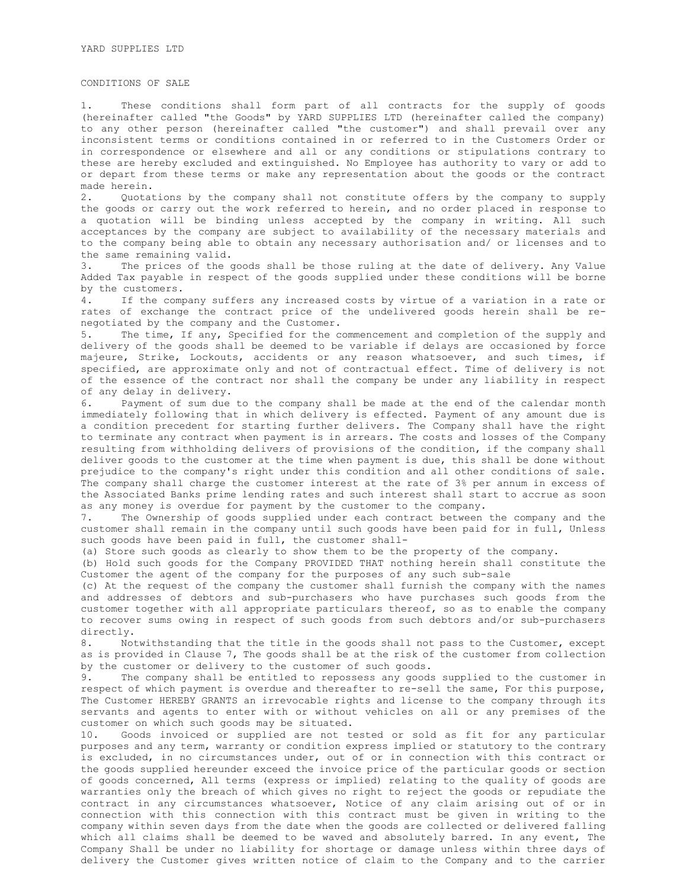YARD SUPPLIES LTD

CONDITIONS OF SALE

1. These conditions shall form part of all contracts for the supply of goods (hereinafter called "the Goods" by YARD SUPPLIES LTD (hereinafter called the company) to any other person (hereinafter called "the customer") and shall prevail over any inconsistent terms or conditions contained in or referred to in the Customers Order or in correspondence or elsewhere and all or any conditions or stipulations contrary to these are hereby excluded and extinguished. No Employee has authority to vary or add to or depart from these terms or make any representation about the goods or the contract made herein.

2. Quotations by the company shall not constitute offers by the company to supply the goods or carry out the work referred to herein, and no order placed in response to a quotation will be binding unless accepted by the company in writing. All such acceptances by the company are subject to availability of the necessary materials and to the company being able to obtain any necessary authorisation and/ or licenses and to the same remaining valid.

3. The prices of the goods shall be those ruling at the date of delivery. Any Value Added Tax payable in respect of the goods supplied under these conditions will be borne by the customers.

4. If the company suffers any increased costs by virtue of a variation in a rate or rates of exchange the contract price of the undelivered goods herein shall be re-negotiated by the company and the Customer.

5. The time, If any, Specified for the commencement and completion of the supply and delivery of the goods shall be deemed to be variable if delays are occasioned by force majeure, Strike, Lockouts, accidents or any reason whatsoever, and such times, if specified, are approximate only and not of contractual effect. Time of delivery is not of the essence of the contract nor shall the company be under any liability in respect of any delay in delivery.

6. Payment of sum due to the company shall be made at the end of the calendar month immediately following that in which delivery is effected. Payment of any amount due is a condition precedent for starting further delivers. The Company shall have the right to terminate any contract when payment is in arrears. The costs and losses of the Company resulting from withholding delivers of provisions of the condition, if the company shall deliver goods to the customer at the time when payment is due, this shall be done without prejudice to the company's right under this condition and all other conditions of sale. The company shall charge the customer interest at the rate of 3% per annum in excess of the Associated Banks prime lending rates and such interest shall start to accrue as soon as any money is overdue for payment by the customer to the company.

7. The Ownership of goods supplied under each contract between the company and the customer shall remain in the company until such goods have been paid for in full, Unless such goods have been paid in full, the customer shall-

(a) Store such goods as clearly to show them to be the property of the company.

(b) Hold such goods for the Company PROVIDED THAT nothing herein shall constitute the Customer the agent of the company for the purposes of any such sub-sale

(c) At the request of the company the customer shall furnish the company with the names and addresses of debtors and sub-purchasers who have purchases such goods from the customer together with all appropriate particulars thereof, so as to enable the company to recover sums owing in respect of such goods from such debtors and/or sub-purchasers directly.

8. Notwithstanding that the title in the goods shall not pass to the Customer, except as is provided in Clause 7, The goods shall be at the risk of the customer from collection by the customer or delivery to the customer of such goods.

9. The company shall be entitled to repossess any goods supplied to the customer in respect of which payment is overdue and thereafter to re-sell the same, For this purpose, The Customer HEREBY GRANTS an irrevocable rights and license to the company through its servants and agents to enter with or without vehicles on all or any premises of the customer on which such goods may be situated.

10. Goods invoiced or supplied are not tested or sold as fit for any particular purposes and any term, warranty or condition express implied or statutory to the contrary is excluded, in no circumstances under, out of or in connection with this contract or the goods supplied hereunder exceed the invoice price of the particular goods or section of goods concerned, All terms (express or implied) relating to the quality of goods are warranties only the breach of which gives no right to reject the goods or repudiate the contract in any circumstances whatsoever, Notice of any claim arising out of or in connection with this connection with this contract must be given in writing to the company within seven days from the date when the goods are collected or delivered falling which all claims shall be deemed to be waved and absolutely barred. In any event, The Company Shall be under no liability for shortage or damage unless within three days of delivery the Customer gives written notice of claim to the Company and to the carrier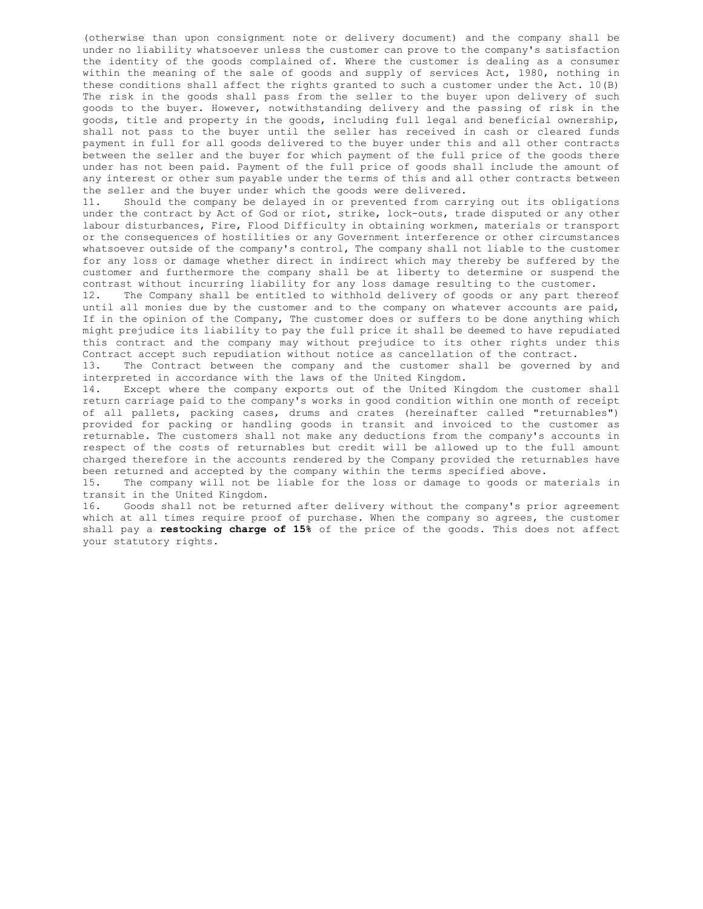(otherwise than upon consignment note or delivery document) and the company shall be under no liability whatsoever unless the customer can prove to the company's satisfaction the identity of the goods complained of. Where the customer is dealing as a consumer within the meaning of the sale of goods and supply of services Act, 1980, nothing in these conditions shall affect the rights granted to such a customer under the Act. 10(B) The risk in the goods shall pass from the seller to the buyer upon delivery of such goods to the buyer. However, notwithstanding delivery and the passing of risk in the goods, title and property in the goods, including full legal and beneficial ownership, shall not pass to the buyer until the seller has received in cash or cleared funds payment in full for all goods delivered to the buyer under this and all other contracts between the seller and the buyer for which payment of the full price of the goods there under has not been paid. Payment of the full price of goods shall include the amount of any interest or other sum payable under the terms of this and all other contracts between the seller and the buyer under which the goods were delivered.

11. Should the company be delayed in or prevented from carrying out its obligations under the contract by Act of God or riot, strike, lock-outs, trade disputed or any other labour disturbances, Fire, Flood Difficulty in obtaining workmen, materials or transport or the consequences of hostilities or any Government interference or other circumstances whatsoever outside of the company's control, The company shall not liable to the customer for any loss or damage whether direct in indirect which may thereby be suffered by the customer and furthermore the company shall be at liberty to determine or suspend the contrast without incurring liability for any loss damage resulting to the customer.

12. The Company shall be entitled to withhold delivery of goods or any part thereof until all monies due by the customer and to the company on whatever accounts are paid, If in the opinion of the Company, The customer does or suffers to be done anything which might prejudice its liability to pay the full price it shall be deemed to have repudiated this contract and the company may without prejudice to its other rights under this Contract accept such repudiation without notice as cancellation of the contract.

13. The Contract between the company and the customer shall be governed by and interpreted in accordance with the laws of the United Kingdom.

14. Except where the company exports out of the United Kingdom the customer shall return carriage paid to the company's works in good condition within one month of receipt of all pallets, packing cases, drums and crates (hereinafter called "returnables") provided for packing or handling goods in transit and invoiced to the customer as returnable. The customers shall not make any deductions from the company's accounts in respect of the costs of returnables but credit will be allowed up to the full amount charged therefore in the accounts rendered by the Company provided the returnables have been returned and accepted by the company within the terms specified above.

15. The company will not be liable for the loss or damage to goods or materials in transit in the United Kingdom.

16. Goods shall not be returned after delivery without the company's prior agreement which at all times require proof of purchase. When the company so agrees, the customer shall pay a **restocking charge of 15%** of the price of the goods. This does not affect your statutory rights.